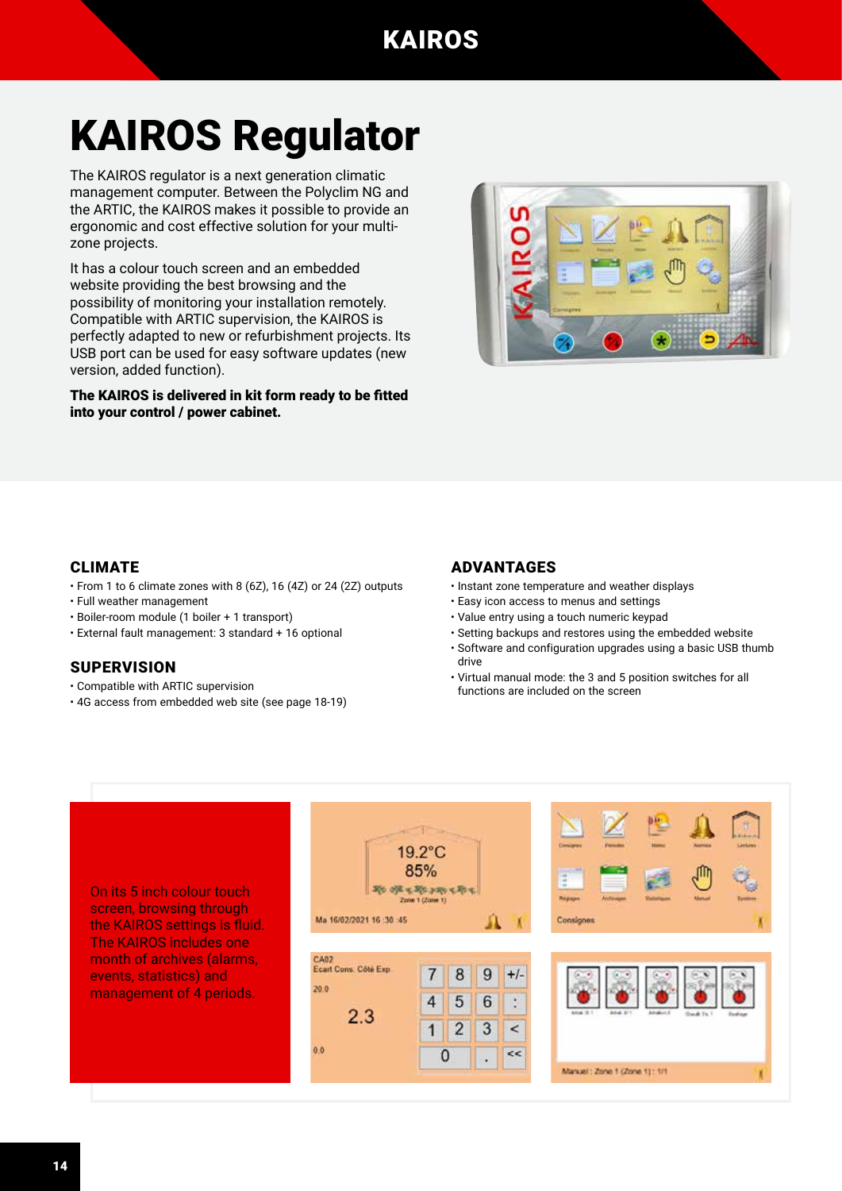# KAIROS Regulator

The KAIROS regulator is a next generation climatic management computer. Between the Polyclim NG and the ARTIC, the KAIROS makes it possible to provide an ergonomic and cost effective solution for your multi-zone projects.

It has a colour touch screen and an embedded website providing the best browsing and the possibility of monitoring your installation remotely. Compatible with ARTIC supervision, the KAIROS is perfectly adapted to new or refurbishment projects. Its USB port can be used for easy software updates (new version, added function).

**The KAIROS is delivered in kit form ready to be fitted into your control / power cabinet.**

## CLIMATE

- From 1 to 6 climate zones with 8 (6Z), 16 (4Z) or 24 (2Z) outputs
- Full weather management
- Boiler-room module (1 boiler + 1 transport)
- External fault management: 3 standard + 16 optional

## SUPERVISION

- Compatible with ARTIC supervision
- 4G access from embedded web site (see page 18-19)

## ADVANTAGES

- Instant zone temperature and weather displays
- Easy icon access to menus and settings
- Value entry using a touch numeric keypad
- Setting backups and restores using the embedded website
- Software and configuration upgrades using a basic USB thumb drive
- Virtual manual mode: the 3 and 5 position switches for all functions are included on the screen

On its 5 inch colour touch screen, browsing through the KAIROS settings is fluid. The KAIROS includes one month of archives (alarms, events, statistics) and management of 4 periods.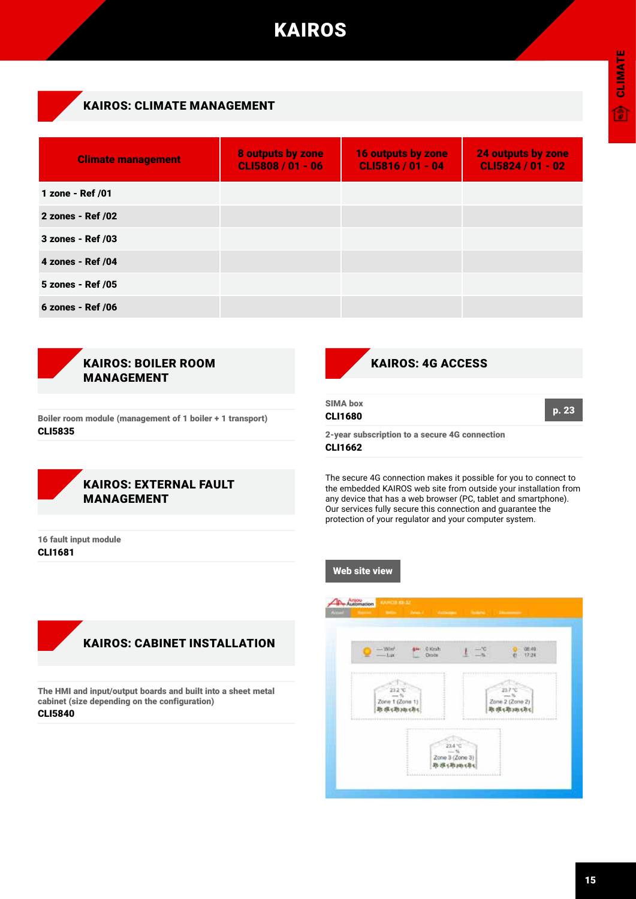# KAIROS

## KAIROS: CLIMATE MANAGEMENT

| Climate management | 8 outputs by zone CLI5808 / 01 - 06 | 16 outputs by zone CLI5816 / 01 - 04 | 24 outputs by zone CLI5824 / 01 - 02 |
|---|---|---|---|
| 1 zone - Ref /01 | | | |
| 2 zones - Ref /02 | | | |
| 3 zones - Ref /03 | | | |
| 4 zones - Ref /04 | | | |
| 5 zones - Ref /05 | | | |
| 6 zones - Ref /06 | | | |

## KAIROS: BOILER ROOM MANAGEMENT

Boiler room module (management of 1 boiler + 1 transport)
**CLI5835**

## KAIROS: EXTERNAL FAULT MANAGEMENT

16 fault input module
**CLI1681**

## KAIROS: CABINET INSTALLATION

The HMI and input/output boards and built into a sheet metal cabinet (size depending on the configuration)
**CLI5840**

## KAIROS: 4G ACCESS

SIMA box
**CLI1680** — p. 23

2-year subscription to a secure 4G connection
**CLI1662**

The secure 4G connection makes it possible for you to connect to the embedded KAIROS web site from outside your installation from any device that has a web browser (PC, tablet and smartphone). Our services fully secure this connection and guarantee the protection of your regulator and your computer system.

**Web site view**